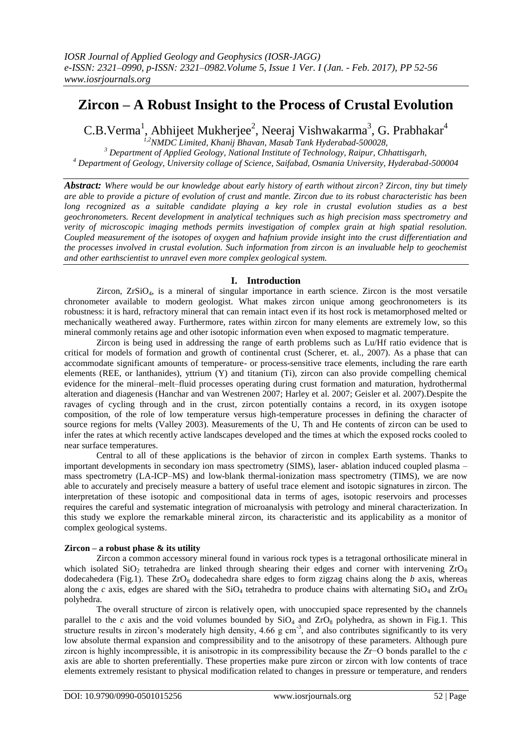# Zircon – A Robust Insight to the Process of Crustal Evolution

C.B.Verma[1], Abhijeet Mukherjee[2], Neeraj Vishwakarma[3], G. Prabhakar[4]

[1,2]NMDC Limited, Khanij Bhavan, Masab Tank Hyderabad-500028,
[3] Department of Applied Geology, National Institute of Technology, Raipur, Chhattisgarh,
[4] Department of Geology, University collage of Science, Saifabad, Osmania University, Hyderabad-500004

***Abstract:*** *Where would be our knowledge about early history of earth without zircon? Zircon, tiny but timely are able to provide a picture of evolution of crust and mantle. Zircon due to its robust characteristic has been long recognized as a suitable candidate playing a key role in crustal evolution studies as a best geochronometers. Recent development in analytical techniques such as high precision mass spectrometry and verity of microscopic imaging methods permits investigation of complex grain at high spatial resolution. Coupled measurement of the isotopes of oxygen and hafnium provide insight into the crust differentiation and the processes involved in crustal evolution. Such information from zircon is an invaluable help to geochemist and other earthscientist to unravel even more complex geological system.*

## I. Introduction

Zircon, $ZrSiO_4$, is a mineral of singular importance in earth science. Zircon is the most versatile chronometer available to modern geologist. What makes zircon unique among geochronometers is its robustness: it is hard, refractory mineral that can remain intact even if its host rock is metamorphosed melted or mechanically weathered away. Furthermore, rates within zircon for many elements are extremely low, so this mineral commonly retains age and other isotopic information even when exposed to magmatic temperature.

Zircon is being used in addressing the range of earth problems such as Lu/Hf ratio evidence that is critical for models of formation and growth of continental crust (Scherer, et. al., 2007). As a phase that can accommodate significant amounts of temperature- or process-sensitive trace elements, including the rare earth elements (REE, or lanthanides), yttrium (Y) and titanium (Ti), zircon can also provide compelling chemical evidence for the mineral–melt–fluid processes operating during crust formation and maturation, hydrothermal alteration and diagenesis (Hanchar and van Westrenen 2007; Harley et al. 2007; Geisler et al. 2007).Despite the ravages of cycling through and in the crust, zircon potentially contains a record, in its oxygen isotope composition, of the role of low temperature versus high-temperature processes in defining the character of source regions for melts (Valley 2003). Measurements of the U, Th and He contents of zircon can be used to infer the rates at which recently active landscapes developed and the times at which the exposed rocks cooled to near surface temperatures.

Central to all of these applications is the behavior of zircon in complex Earth systems. Thanks to important developments in secondary ion mass spectrometry (SIMS), laser- ablation induced coupled plasma – mass spectrometry (LA-ICP–MS) and low-blank thermal-ionization mass spectrometry (TIMS), we are now able to accurately and precisely measure a battery of useful trace element and isotopic signatures in zircon. The interpretation of these isotopic and compositional data in terms of ages, isotopic reservoirs and processes requires the careful and systematic integration of microanalysis with petrology and mineral characterization. In this study we explore the remarkable mineral zircon, its characteristic and its applicability as a monitor of complex geological systems.

### Zircon – a robust phase & its utility

Zircon a common accessory mineral found in various rock types is a tetragonal orthosilicate mineral in which isolated $SiO_2$ tetrahedra are linked through shearing their edges and corner with intervening $ZrO_8$ dodecahedera (Fig.1). These $ZrO_8$ dodecahedra share edges to form zigzag chains along the *b* axis, whereas along the *c* axis, edges are shared with the $SiO_4$ tetrahedra to produce chains with alternating $SiO_4$ and $ZrO_8$ polyhedra.

The overall structure of zircon is relatively open, with unoccupied space represented by the channels parallel to the *c* axis and the void volumes bounded by $SiO_4$ and $ZrO_8$ polyhedra, as shown in Fig.1. This structure results in zircon's moderately high density, 4.66 g $cm^{-3}$, and also contributes significantly to its very low absolute thermal expansion and compressibility and to the anisotropy of these parameters. Although pure zircon is highly incompressible, it is anisotropic in its compressibility because the Zr−O bonds parallel to the *c* axis are able to shorten preferentially. These properties make pure zircon or zircon with low contents of trace elements extremely resistant to physical modification related to changes in pressure or temperature, and renders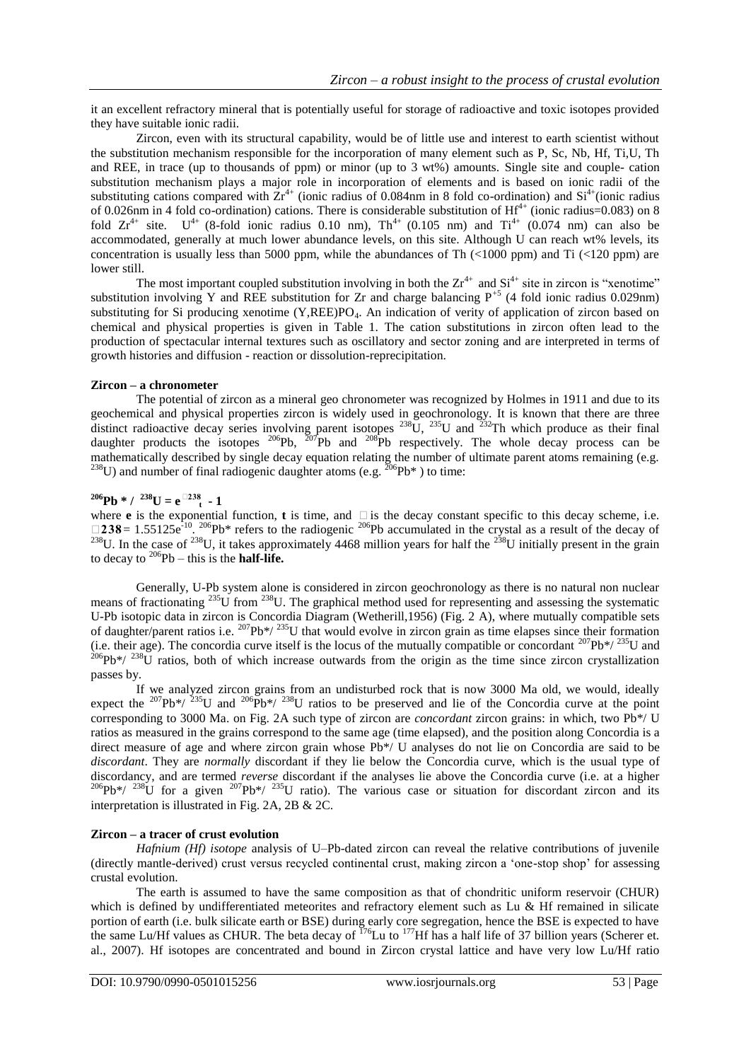it an excellent refractory mineral that is potentially useful for storage of radioactive and toxic isotopes provided they have suitable ionic radii.

Zircon, even with its structural capability, would be of little use and interest to earth scientist without the substitution mechanism responsible for the incorporation of many element such as P, Sc, Nb, Hf, Ti,U, Th and REE, in trace (up to thousands of ppm) or minor (up to 3 wt%) amounts. Single site and couple- cation substitution mechanism plays a major role in incorporation of elements and is based on ionic radii of the substituting cations compared with $Zr^{4+}$ (ionic radius of 0.084nm in 8 fold co-ordination) and $Si^{4+}$(ionic radius of 0.026nm in 4 fold co-ordination) cations. There is considerable substitution of $Hf^{4+}$ (ionic radius=0.083) on 8 fold $Zr^{4+}$ site. $U^{4+}$ (8-fold ionic radius 0.10 nm), $Th^{4+}$ (0.105 nm) and $Ti^{4+}$ (0.074 nm) can also be accommodated, generally at much lower abundance levels, on this site. Although U can reach wt% levels, its concentration is usually less than 5000 ppm, while the abundances of Th (<1000 ppm) and Ti (<120 ppm) are lower still.

The most important coupled substitution involving in both the $Zr^{4+}$ and $Si^{4+}$ site in zircon is "xenotime" substitution involving Y and REE substitution for Zr and charge balancing $P^{+5}$ (4 fold ionic radius 0.029nm) substituting for Si producing xenotime $(Y,REE)PO_4$. An indication of verity of application of zircon based on chemical and physical properties is given in Table 1. The cation substitutions in zircon often lead to the production of spectacular internal textures such as oscillatory and sector zoning and are interpreted in terms of growth histories and diffusion - reaction or dissolution-reprecipitation.

**Zircon – a chronometer**

The potential of zircon as a mineral geo chronometer was recognized by Holmes in 1911 and due to its geochemical and physical properties zircon is widely used in geochronology. It is known that there are three distinct radioactive decay series involving parent isotopes $^{238}U$, $^{235}U$ and $^{232}Th$ which produce as their final daughter products the isotopes $^{206}Pb$, $^{207}Pb$ and $^{208}Pb$ respectively. The whole decay process can be mathematically described by single decay equation relating the number of ultimate parent atoms remaining (e.g. $^{238}U$) and number of final radiogenic daughter atoms (e.g. $^{206}Pb^*$ ) to time:

$$^{206}Pb^* / \ ^{238}U = e^{\lambda_{238} t} - 1$$

where **e** is the exponential function, **t** is time, and $\lambda$ is the decay constant specific to this decay scheme, i.e. $\lambda_{238} = 1.55125e^{-10}$. $^{206}Pb^*$ refers to the radiogenic $^{206}Pb$ accumulated in the crystal as a result of the decay of $^{238}U$. In the case of $^{238}U$, it takes approximately 4468 million years for half the $^{238}U$ initially present in the grain to decay to $^{206}Pb$ – this is the **half-life.**

Generally, U-Pb system alone is considered in zircon geochronology as there is no natural non nuclear means of fractionating $^{235}U$ from $^{238}U$. The graphical method used for representing and assessing the systematic U-Pb isotopic data in zircon is Concordia Diagram (Wetherill,1956) (Fig. 2 A), where mutually compatible sets of daughter/parent ratios i.e. $^{207}Pb^*/ \ ^{235}U$ that would evolve in zircon grain as time elapses since their formation (i.e. their age). The concordia curve itself is the locus of the mutually compatible or concordant $^{207}Pb^*/ \ ^{235}U$ and $^{206}Pb^*/ \ ^{238}U$ ratios, both of which increase outwards from the origin as the time since zircon crystallization passes by.

If we analyzed zircon grains from an undisturbed rock that is now 3000 Ma old, we would, ideally expect the $^{207}Pb^*/ \ ^{235}U$ and $^{206}Pb^*/ \ ^{238}U$ ratios to be preserved and lie of the Concordia curve at the point corresponding to 3000 Ma. on Fig. 2A such type of zircon are *concordant* zircon grains: in which, two Pb*/ U ratios as measured in the grains correspond to the same age (time elapsed), and the position along Concordia is a direct measure of age and where zircon grain whose Pb*/ U analyses do not lie on Concordia are said to be *discordant*. They are *normally* discordant if they lie below the Concordia curve, which is the usual type of discordancy, and are termed *reverse* discordant if the analyses lie above the Concordia curve (i.e. at a higher $^{206}Pb^*/ \ ^{238}U$ for a given $^{207}Pb^*/ \ ^{235}U$ ratio). The various case or situation for discordant zircon and its interpretation is illustrated in Fig. 2A, 2B & 2C.

**Zircon – a tracer of crust evolution**

*Hafnium (Hf) isotope* analysis of U–Pb-dated zircon can reveal the relative contributions of juvenile (directly mantle-derived) crust versus recycled continental crust, making zircon a 'one-stop shop' for assessing crustal evolution.

The earth is assumed to have the same composition as that of chondritic uniform reservoir (CHUR) which is defined by undifferentiated meteorites and refractory element such as Lu & Hf remained in silicate portion of earth (i.e. bulk silicate earth or BSE) during early core segregation, hence the BSE is expected to have the same Lu/Hf values as CHUR. The beta decay of $^{176}Lu$ to $^{177}Hf$ has a half life of 37 billion years (Scherer et. al., 2007). Hf isotopes are concentrated and bound in Zircon crystal lattice and have very low Lu/Hf ratio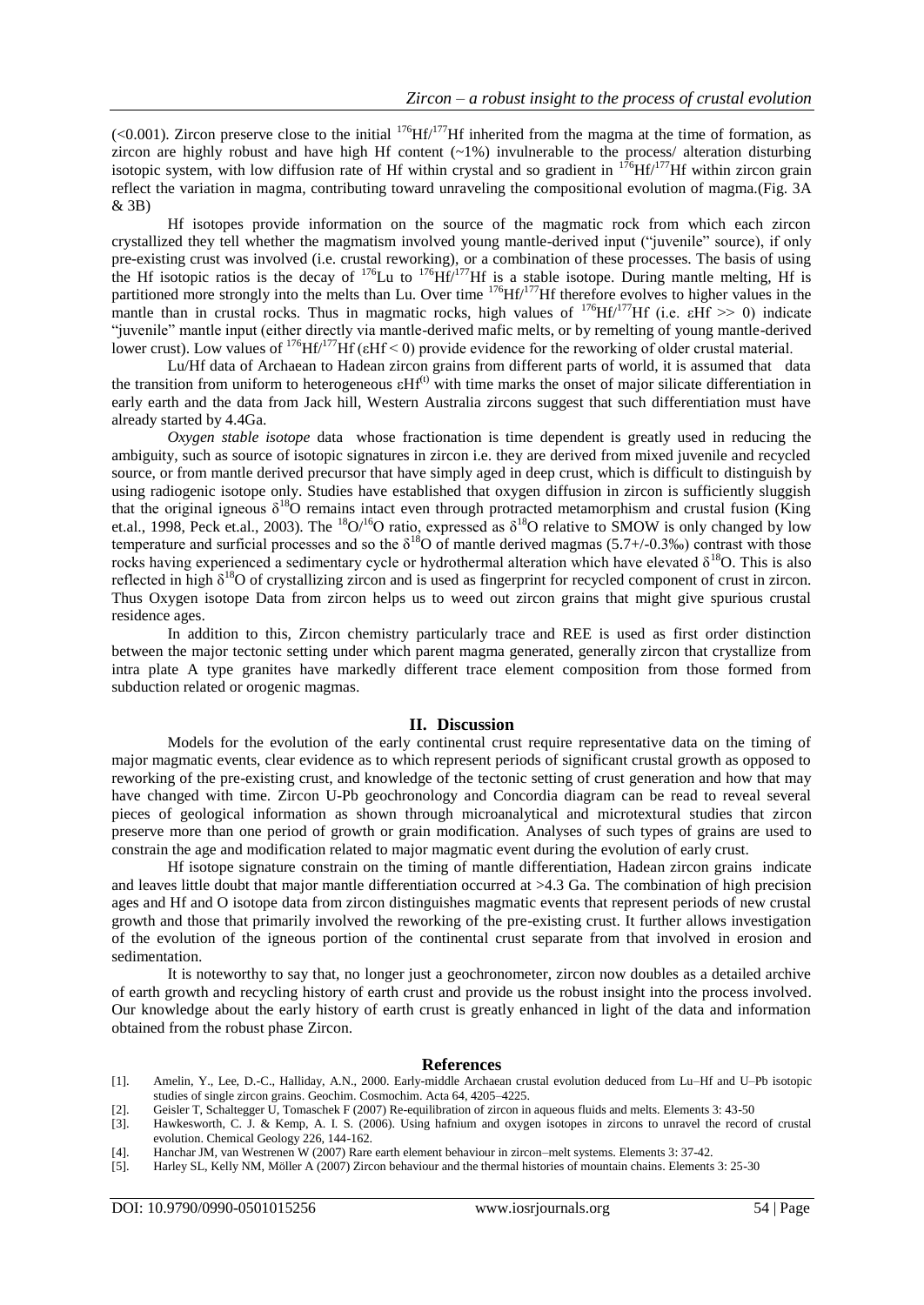(<0.001). Zircon preserve close to the initial $^{176}Hf/^{177}Hf$ inherited from the magma at the time of formation, as zircon are highly robust and have high Hf content (~1%) invulnerable to the process/ alteration disturbing isotopic system, with low diffusion rate of Hf within crystal and so gradient in $^{176}Hf/^{177}Hf$ within zircon grain reflect the variation in magma, contributing toward unraveling the compositional evolution of magma.(Fig. 3A & 3B)

Hf isotopes provide information on the source of the magmatic rock from which each zircon crystallized they tell whether the magmatism involved young mantle-derived input ("juvenile" source), if only pre-existing crust was involved (i.e. crustal reworking), or a combination of these processes. The basis of using the Hf isotopic ratios is the decay of $^{176}Lu$ to $^{176}Hf/^{177}Hf$ is a stable isotope. During mantle melting, Hf is partitioned more strongly into the melts than Lu. Over time $^{176}Hf/^{177}Hf$ therefore evolves to higher values in the mantle than in crustal rocks. Thus in magmatic rocks, high values of $^{176}Hf/^{177}Hf$ (i.e. $\varepsilon Hf >> 0$) indicate "juvenile" mantle input (either directly via mantle-derived mafic melts, or by remelting of young mantle-derived lower crust). Low values of $^{176}Hf/^{177}Hf$ ($\varepsilon Hf < 0$) provide evidence for the reworking of older crustal material.

Lu/Hf data of Archaean to Hadean zircon grains from different parts of world, it is assumed that data the transition from uniform to heterogeneous $\varepsilon Hf^{(t)}$ with time marks the onset of major silicate differentiation in early earth and the data from Jack hill, Western Australia zircons suggest that such differentiation must have already started by 4.4Ga.

*Oxygen stable isotope* data whose fractionation is time dependent is greatly used in reducing the ambiguity, such as source of isotopic signatures in zircon i.e. they are derived from mixed juvenile and recycled source, or from mantle derived precursor that have simply aged in deep crust, which is difficult to distinguish by using radiogenic isotope only. Studies have established that oxygen diffusion in zircon is sufficiently sluggish that the original igneous $\delta^{18}O$ remains intact even through protracted metamorphism and crustal fusion (King et.al., 1998, Peck et.al., 2003). The $^{18}O/^{16}O$ ratio, expressed as $\delta^{18}O$ relative to SMOW is only changed by low temperature and surficial processes and so the $\delta^{18}O$ of mantle derived magmas (5.7+/-0.3‰) contrast with those rocks having experienced a sedimentary cycle or hydrothermal alteration which have elevated $\delta^{18}O$. This is also reflected in high $\delta^{18}O$ of crystallizing zircon and is used as fingerprint for recycled component of crust in zircon. Thus Oxygen isotope Data from zircon helps us to weed out zircon grains that might give spurious crustal residence ages.

In addition to this, Zircon chemistry particularly trace and REE is used as first order distinction between the major tectonic setting under which parent magma generated, generally zircon that crystallize from intra plate A type granites have markedly different trace element composition from those formed from subduction related or orogenic magmas.

## II. Discussion

Models for the evolution of the early continental crust require representative data on the timing of major magmatic events, clear evidence as to which represent periods of significant crustal growth as opposed to reworking of the pre-existing crust, and knowledge of the tectonic setting of crust generation and how that may have changed with time. Zircon U-Pb geochronology and Concordia diagram can be read to reveal several pieces of geological information as shown through microanalytical and microtextural studies that zircon preserve more than one period of growth or grain modification. Analyses of such types of grains are used to constrain the age and modification related to major magmatic event during the evolution of early crust.

Hf isotope signature constrain on the timing of mantle differentiation, Hadean zircon grains indicate and leaves little doubt that major mantle differentiation occurred at >4.3 Ga. The combination of high precision ages and Hf and O isotope data from zircon distinguishes magmatic events that represent periods of new crustal growth and those that primarily involved the reworking of the pre-existing crust. It further allows investigation of the evolution of the igneous portion of the continental crust separate from that involved in erosion and sedimentation.

It is noteworthy to say that, no longer just a geochronometer, zircon now doubles as a detailed archive of earth growth and recycling history of earth crust and provide us the robust insight into the process involved. Our knowledge about the early history of earth crust is greatly enhanced in light of the data and information obtained from the robust phase Zircon.

## References

[1]. Amelin, Y., Lee, D.-C., Halliday, A.N., 2000. Early-middle Archaean crustal evolution deduced from Lu–Hf and U–Pb isotopic studies of single zircon grains. Geochim. Cosmochim. Acta 64, 4205–4225.

[2]. Geisler T, Schaltegger U, Tomaschek F (2007) Re-equilibration of zircon in aqueous fluids and melts. Elements 3: 43-50

[3]. Hawkesworth, C. J. & Kemp, A. I. S. (2006). Using hafnium and oxygen isotopes in zircons to unravel the record of crustal evolution. Chemical Geology 226, 144-162.

[4]. Hanchar JM, van Westrenen W (2007) Rare earth element behaviour in zircon–melt systems. Elements 3: 37-42.

[5]. Harley SL, Kelly NM, Möller A (2007) Zircon behaviour and the thermal histories of mountain chains. Elements 3: 25-30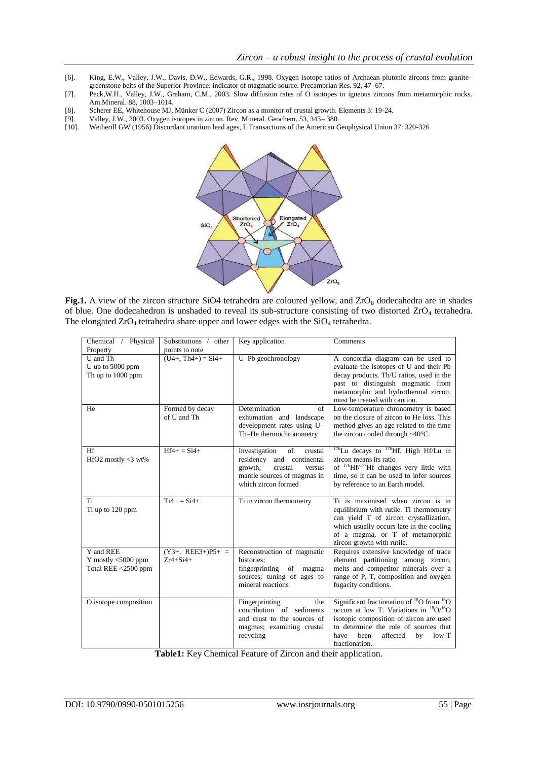[6]. King, E.W., Valley, J.W., Davis, D.W., Edwards, G.R., 1998. Oxygen isotope ratios of Archaean plutonic zircons from granite–greenstone belts of the Superior Province: indicator of magmatic source. Precambrian Res. 92, 47–67.

[7]. Peck,W.H., Valley, J.W., Graham, C.M., 2003. Slow diffusion rates of O isotopes in igneous zircons from metamorphic rocks. Am.Mineral. 88, 1003–1014.

[8]. Scherer EE, Whitehouse MJ, Münker C (2007) Zircon as a monitor of crustal growth. Elements 3: 19-24.

[9]. Valley, J.W., 2003. Oxygen isotopes in zircon. Rev. Mineral. Geochem. 53, 343– 380.

[10]. Wetherill GW (1956) Discordant uranium lead ages, I. Transactions of the American Geophysical Union 37: 320-326

**Fig.1.** A view of the zircon structure SiO4 tetrahedra are coloured yellow, and $ZrO_8$ dodecahedra are in shades of blue. One dodecahedron is unshaded to reveal its sub-structure consisting of two distorted $ZrO_4$ tetrahedra. The elongated $ZrO_4$ tetrahedra share upper and lower edges with the $SiO_4$ tetrahedra.

| Chemical / Physical Property | Substitutions / other points to note | Key application | Comments |
|---|---|---|---|
| U and Th<br>U up to 5000 ppm<br>Th up to 1000 ppm | $(U^{4+}, Th^{4+}) = Si^{4+}$ | U–Pb geochronology | A concordia diagram can be used to evaluate the isotopes of U and their Pb decay products. Th/U ratios, used in the past to distinguish magmatic from metamorphic and hydrothermal zircon, must be treated with caution. |
| He | Formed by decay of U and Th | Determination of exhumation and landscape development rates using U–Th–He thermochronometry | Low-temperature chronometry is based on the closure of zircon to He loss. This method gives an age related to the time the zircon cooled through ~40°C. |
| Hf<br>$HfO_2$ mostly <3 wt% | $Hf^{4+} = Si^{4+}$ | Investigation of crustal residency and continental growth; crustal versus mantle sources of magmas in which zircon formed | $^{176}Lu$ decays to $^{176}Hf$. High Hf/Lu in zircon means its ratio of $^{176}Hf/^{177}Hf$ changes very little with time, so it can be used to infer sources by reference to an Earth model. |
| Ti<br>Ti up to 120 ppm | $Ti^{4+} = Si^{4+}$ | Ti in zircon thermometry | Ti is maximised when zircon is in equilibrium with rutile. Ti thermometry can yield T of zircon crystallization, which usually occurs late in the cooling of a magma, or T of metamorphic zircon growth with rutile. |
| Y and REE<br>Y mostly <5000 ppm<br>Total REE <2500 ppm | $(Y^{3+}, REE^{3+})P^{5+} = Zr^{4+}+Si^{4+}$ | Reconstruction of magmatic histories; fingerprinting of magma sources; tuning of ages to mineral reactions | Requires extensive knowledge of trace element partitioning among zircon, melts and competitor minerals over a range of P, T, composition and oxygen fugacity conditions. |
| O isotope composition | | Fingerprinting the contribution of sediments and crust to the sources of magmas; examining crustal recycling | Significant fractionation of $^{18}O$ from $^{16}O$ occurs at low T. Variations in $^{18}O/^{16}O$ isotopic composition of zircon are used to determine the role of sources that have been affected by low-T fractionation. |

**Table1:** Key Chemical Feature of Zircon and their application.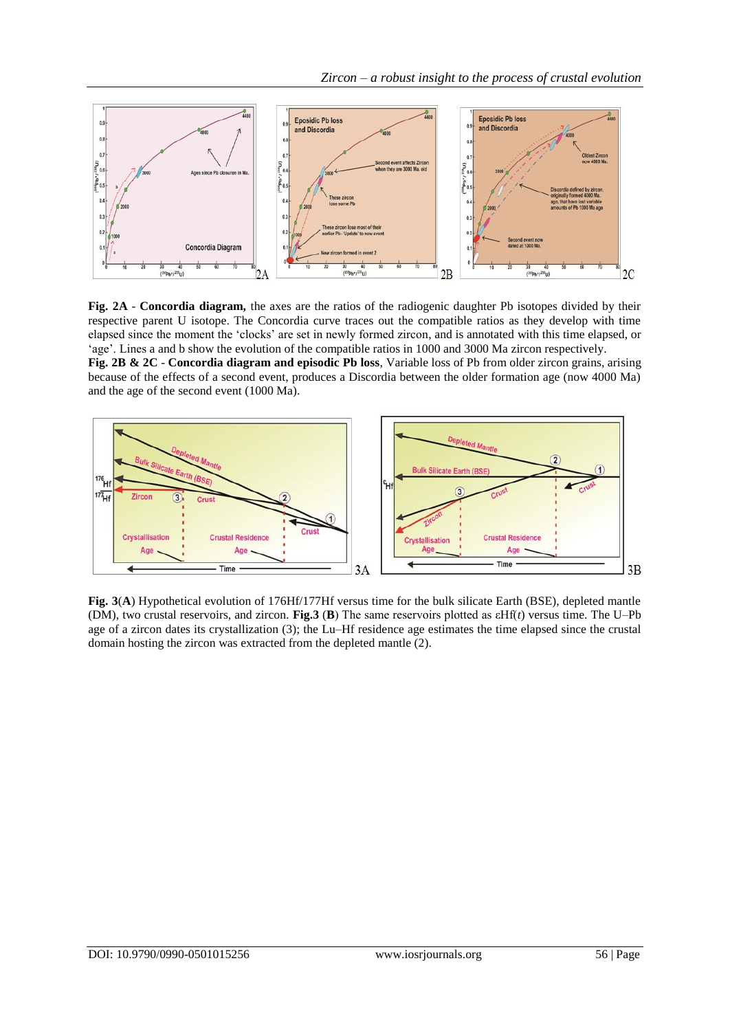Eposidic Pb loss
and Discordia

Eposidic Pb loss
and Discordia

Ages since Pb closure in Ma.

Concordia Diagram

Second event affects Zircon when they are 3000 Ma. old

These zircon lose some Pb

These zircon lose most of their earlier Pb- 'Update' to now event

New zircon formed in event 2

Oldest Zircon now 4000 Ma.

Discordia defined by zircon, originally formed 4000 Ma. ago, that have lost variable amounts of Pb 1000 Ma ago

Second event now dated at 1000 Ma.

2A

2B

2C

**Fig. 2A** - **Concordia diagram,** the axes are the ratios of the radiogenic daughter Pb isotopes divided by their respective parent U isotope. The Concordia curve traces out the compatible ratios as they develop with time elapsed since the moment the 'clocks' are set in newly formed zircon, and is annotated with this time elapsed, or 'age'. Lines a and b show the evolution of the compatible ratios in 1000 and 3000 Ma zircon respectively.

**Fig. 2B & 2C** - **Concordia diagram and episodic Pb loss**, Variable loss of Pb from older zircon grains, arising because of the effects of a second event, produces a Discordia between the older formation age (now 4000 Ma) and the age of the second event (1000 Ma).

Depleted Mantle

Bulk Silicate Earth (BSE)

$^{176}Hf/^{177}Hf$

Zircon

Crust

Crystallisation Age

Crustal Residence Age

Time

3A

Depleted Mantle

Bulk Silicate Earth (BSE)

$\varepsilon_{Hf}$

Crust

Zircon

Crystallisation Age

Crustal Residence Age

Time

3B

**Fig. 3**(**A**) Hypothetical evolution of 176Hf/177Hf versus time for the bulk silicate Earth (BSE), depleted mantle (DM), two crustal reservoirs, and zircon. **Fig.3** (**B**) The same reservoirs plotted as εHf(*t*) versus time. The U–Pb age of a zircon dates its crystallization (3); the Lu–Hf residence age estimates the time elapsed since the crustal domain hosting the zircon was extracted from the depleted mantle (2).